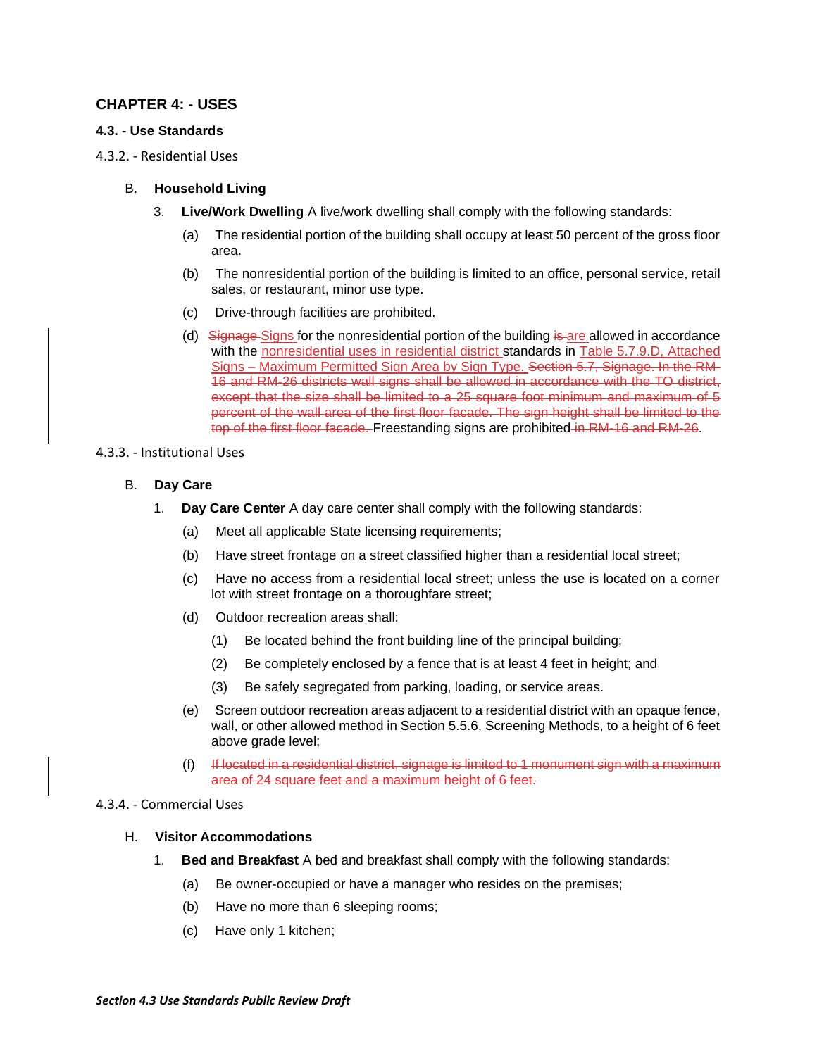## CHAPTER 4: - USES

### 4.3. - Use Standards

4.3.2. - Residential Uses

B. **Household Living**

3. **Live/Work Dwelling** A live/work dwelling shall comply with the following standards:

   (a) The residential portion of the building shall occupy at least 50 percent of the gross floor area.

   (b) The nonresidential portion of the building is limited to an office, personal service, retail sales, or restaurant, minor use type.

   (c) Drive-through facilities are prohibited.

   (d) ~~Signage~~ <u>Signs</u> for the nonresidential portion of the building ~~is~~ <u>are</u> allowed in accordance with the <u>nonresidential uses in residential district</u> standards in <u>Table 5.7.9.D, Attached Signs – Maximum Permitted Sign Area by Sign Type.</u> ~~Section 5.7, Signage. In the RM-16 and RM-26 districts wall signs shall be allowed in accordance with the TO district, except that the size shall be limited to a 25 square foot minimum and maximum of 5 percent of the wall area of the first floor facade. The sign height shall be limited to the top of the first floor facade.~~ Freestanding signs are prohibited ~~in RM-16 and RM-26~~.

4.3.3. - Institutional Uses

B. **Day Care**

1. **Day Care Center** A day care center shall comply with the following standards:

   (a) Meet all applicable State licensing requirements;

   (b) Have street frontage on a street classified higher than a residential local street;

   (c) Have no access from a residential local street; unless the use is located on a corner lot with street frontage on a thoroughfare street;

   (d) Outdoor recreation areas shall:

      (1) Be located behind the front building line of the principal building;

      (2) Be completely enclosed by a fence that is at least 4 feet in height; and

      (3) Be safely segregated from parking, loading, or service areas.

   (e) Screen outdoor recreation areas adjacent to a residential district with an opaque fence, wall, or other allowed method in Section 5.5.6, Screening Methods, to a height of 6 feet above grade level;

   (f) ~~If located in a residential district, signage is limited to 1 monument sign with a maximum area of 24 square feet and a maximum height of 6 feet.~~

4.3.4. - Commercial Uses

H. **Visitor Accommodations**

1. **Bed and Breakfast** A bed and breakfast shall comply with the following standards:

   (a) Be owner-occupied or have a manager who resides on the premises;

   (b) Have no more than 6 sleeping rooms;

   (c) Have only 1 kitchen;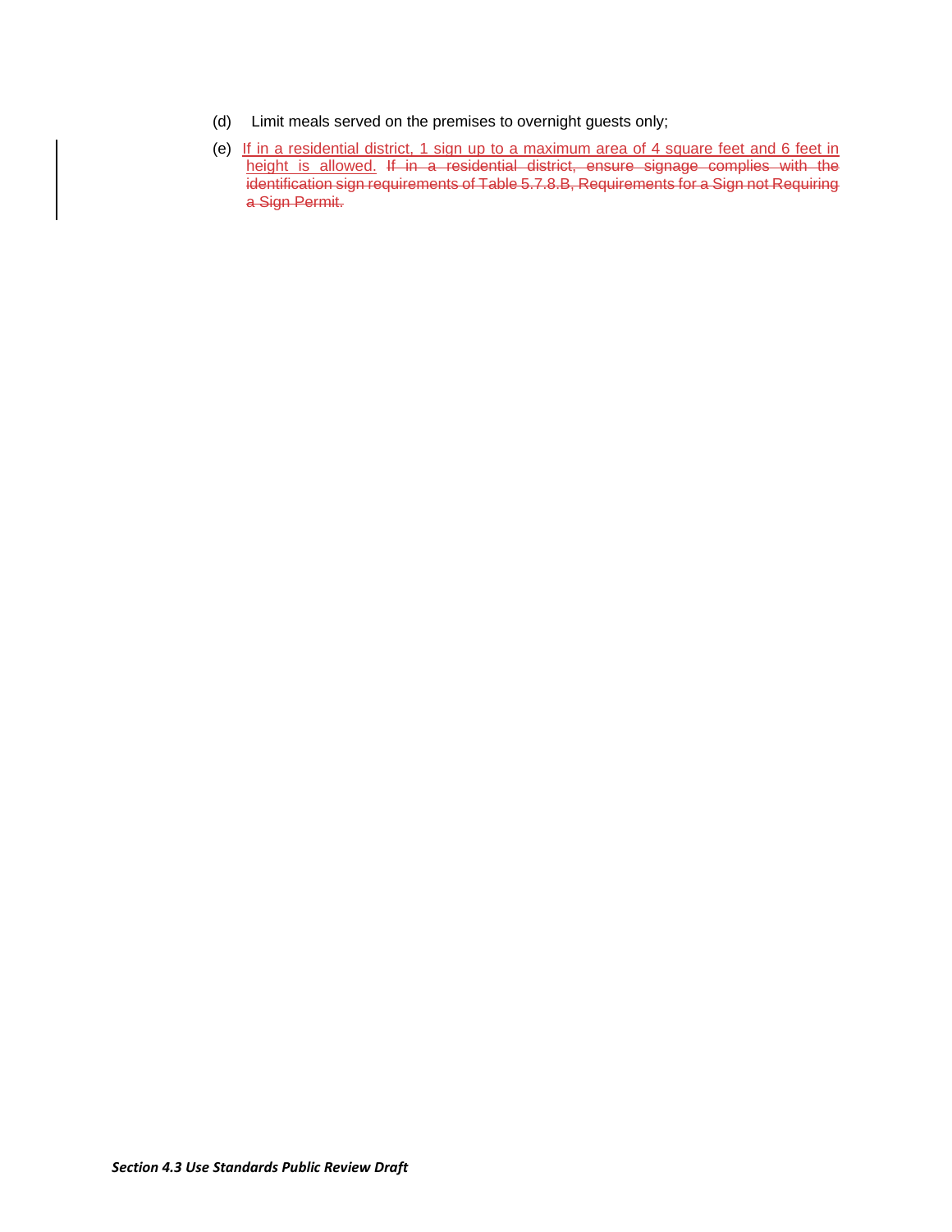(d) Limit meals served on the premises to overnight guests only;

(e) <u>If in a residential district, 1 sign up to a maximum area of 4 square feet and 6 feet in height is allowed.</u> ~~If in a residential district, ensure signage complies with the identification sign requirements of Table 5.7.8.B, Requirements for a Sign not Requiring a Sign Permit.~~